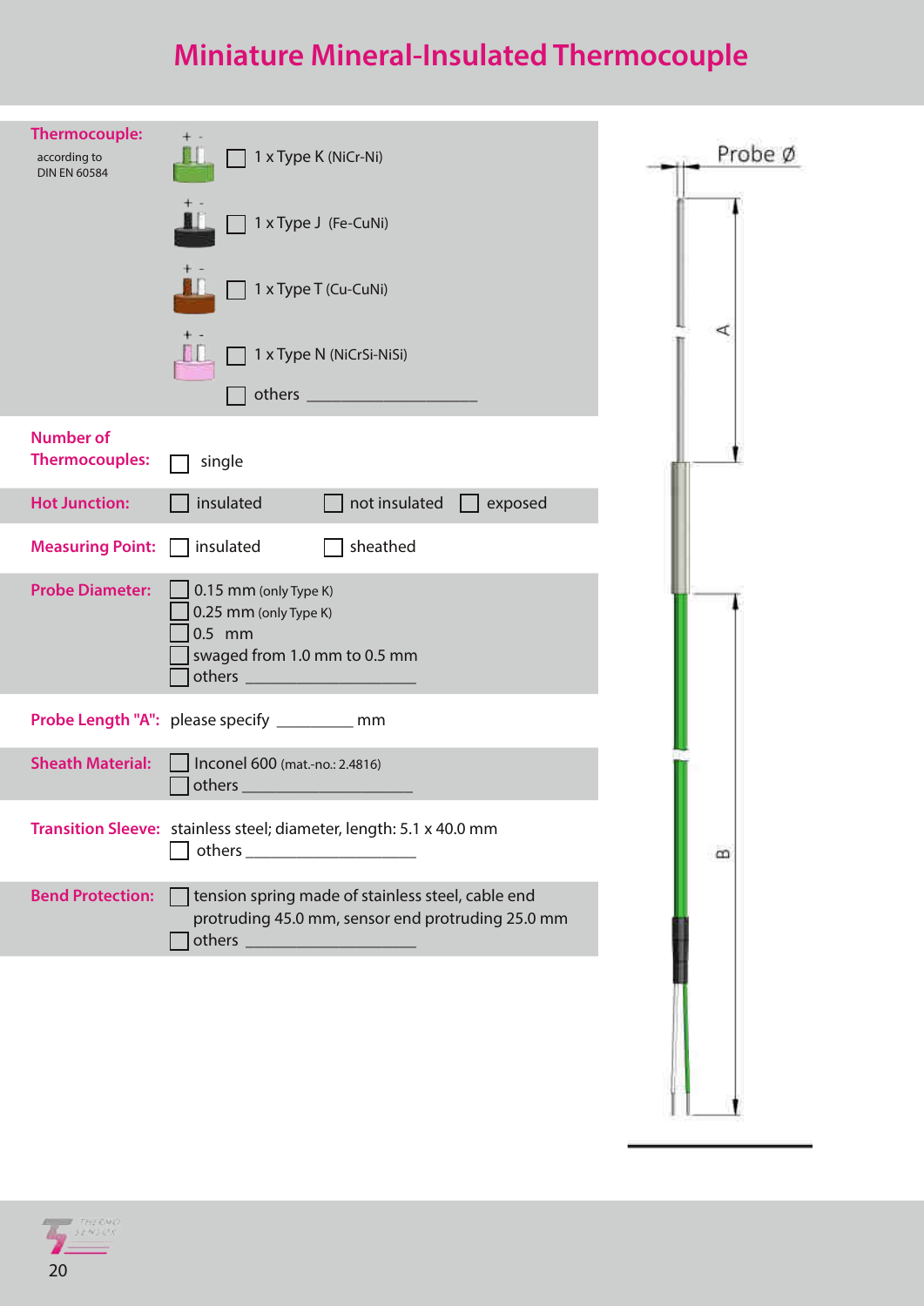# Miniature Mineral-Insulated Thermocouple

| | |
|---|---|
| **Thermocouple:** according to DIN EN 60584 | ☐ 1 x Type K (NiCr-Ni)<br>☐ 1 x Type J (Fe-CuNi)<br>☐ 1 x Type T (Cu-CuNi)<br>☐ 1 x Type N (NiCrSi-NiSi)<br>☐ others ____________________ |
| **Number of Thermocouples:** | ☐ single |
| **Hot Junction:** | ☐ insulated ☐ not insulated ☐ exposed |
| **Measuring Point:** | ☐ insulated ☐ sheathed |
| **Probe Diameter:** | ☐ 0.15 mm (only Type K)<br>☐ 0.25 mm (only Type K)<br>☐ 0.5 mm<br>☐ swaged from 1.0 mm to 0.5 mm<br>☐ others ____________________ |
| **Probe Length "A":** | please specify _________ mm |
| **Sheath Material:** | ☐ Inconel 600 (mat.-no.: 2.4816)<br>☐ others ____________________ |
| **Transition Sleeve:** | stainless steel; diameter, length: 5.1 x 40.0 mm<br>☐ others ____________________ |
| **Bend Protection:** | ☐ tension spring made of stainless steel, cable end protruding 45.0 mm, sensor end protruding 25.0 mm<br>☐ others ____________________ |

Probe Ø

A

B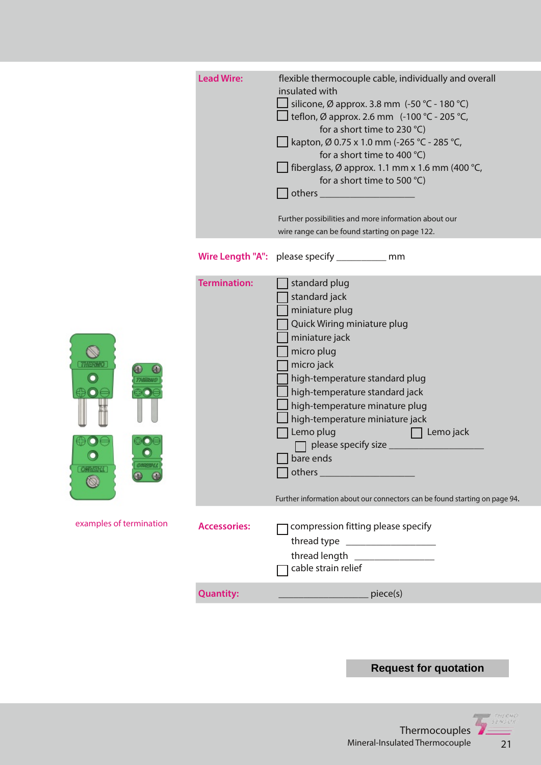**Lead Wire:** flexible thermocouple cable, individually and overall insulated with

- ☐ silicone, Ø approx. 3.8 mm (-50 °C - 180 °C)
- ☐ teflon, Ø approx. 2.6 mm (-100 °C - 205 °C, for a short time to 230 °C)
- ☐ kapton, Ø 0.75 x 1.0 mm (-265 °C - 285 °C, for a short time to 400 °C)
- ☐ fiberglass, Ø approx. 1.1 mm x 1.6 mm (400 °C, for a short time to 500 °C)
- ☐ others ___________________

Further possibilities and more information about our wire range can be found starting on page 122.

**Wire Length "A":** please specify __________ mm

**Termination:**

- ☐ standard plug
- ☐ standard jack
- ☐ miniature plug
- ☐ Quick Wiring miniature plug
- ☐ miniature jack
- ☐ micro plug
- ☐ micro jack
- ☐ high-temperature standard plug
- ☐ high-temperature standard jack
- ☐ high-temperature minature plug
- ☐ high-temperature miniature jack
- ☐ Lemo plug ☐ Lemo jack
  - ☐ please specify size ___________________
- ☐ bare ends
- ☐ others ___________________

Further information about our connectors can be found starting on page 94.

examples of termination

**Accessories:**

- ☐ compression fitting please specify
  - thread type ________________
  - thread length ________________
- ☐ cable strain relief

**Quantity:** _________________ piece(s)

**Request for quotation**